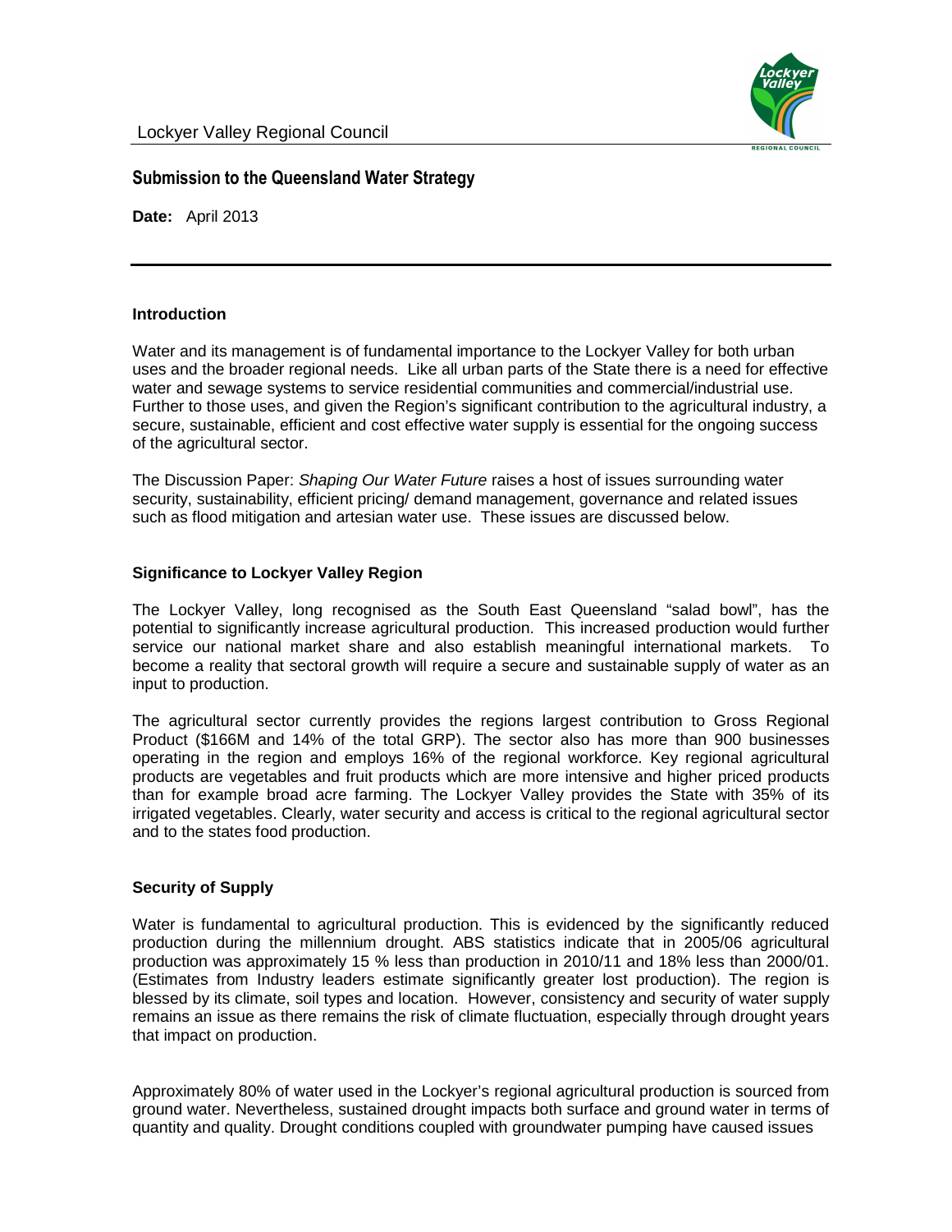Lockyer Valley Regional Council

## Submission to the Queensland Water Strategy

**Date:** April 2013

---

### Introduction

Water and its management is of fundamental importance to the Lockyer Valley for both urban uses and the broader regional needs. Like all urban parts of the State there is a need for effective water and sewage systems to service residential communities and commercial/industrial use. Further to those uses, and given the Region's significant contribution to the agricultural industry, a secure, sustainable, efficient and cost effective water supply is essential for the ongoing success of the agricultural sector.

The Discussion Paper: *Shaping Our Water Future* raises a host of issues surrounding water security, sustainability, efficient pricing/ demand management, governance and related issues such as flood mitigation and artesian water use. These issues are discussed below.

### Significance to Lockyer Valley Region

The Lockyer Valley, long recognised as the South East Queensland "salad bowl", has the potential to significantly increase agricultural production. This increased production would further service our national market share and also establish meaningful international markets. To become a reality that sectoral growth will require a secure and sustainable supply of water as an input to production.

The agricultural sector currently provides the regions largest contribution to Gross Regional Product ($166M and 14% of the total GRP). The sector also has more than 900 businesses operating in the region and employs 16% of the regional workforce. Key regional agricultural products are vegetables and fruit products which are more intensive and higher priced products than for example broad acre farming. The Lockyer Valley provides the State with 35% of its irrigated vegetables. Clearly, water security and access is critical to the regional agricultural sector and to the states food production.

### Security of Supply

Water is fundamental to agricultural production. This is evidenced by the significantly reduced production during the millennium drought. ABS statistics indicate that in 2005/06 agricultural production was approximately 15 % less than production in 2010/11 and 18% less than 2000/01. (Estimates from Industry leaders estimate significantly greater lost production). The region is blessed by its climate, soil types and location. However, consistency and security of water supply remains an issue as there remains the risk of climate fluctuation, especially through drought years that impact on production.

Approximately 80% of water used in the Lockyer's regional agricultural production is sourced from ground water. Nevertheless, sustained drought impacts both surface and ground water in terms of quantity and quality. Drought conditions coupled with groundwater pumping have caused issues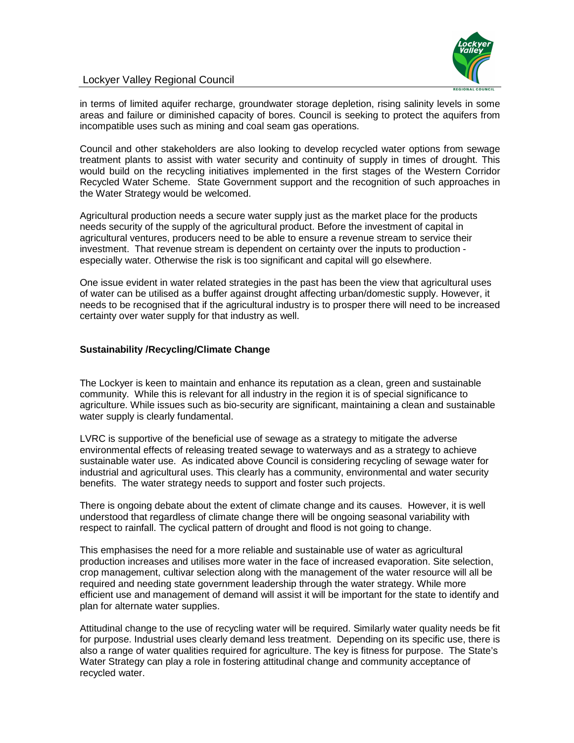in terms of limited aquifer recharge, groundwater storage depletion, rising salinity levels in some areas and failure or diminished capacity of bores. Council is seeking to protect the aquifers from incompatible uses such as mining and coal seam gas operations.

Council and other stakeholders are also looking to develop recycled water options from sewage treatment plants to assist with water security and continuity of supply in times of drought. This would build on the recycling initiatives implemented in the first stages of the Western Corridor Recycled Water Scheme. State Government support and the recognition of such approaches in the Water Strategy would be welcomed.

Agricultural production needs a secure water supply just as the market place for the products needs security of the supply of the agricultural product. Before the investment of capital in agricultural ventures, producers need to be able to ensure a revenue stream to service their investment. That revenue stream is dependent on certainty over the inputs to production - especially water. Otherwise the risk is too significant and capital will go elsewhere.

One issue evident in water related strategies in the past has been the view that agricultural uses of water can be utilised as a buffer against drought affecting urban/domestic supply. However, it needs to be recognised that if the agricultural industry is to prosper there will need to be increased certainty over water supply for that industry as well.

**Sustainability /Recycling/Climate Change**

The Lockyer is keen to maintain and enhance its reputation as a clean, green and sustainable community. While this is relevant for all industry in the region it is of special significance to agriculture. While issues such as bio-security are significant, maintaining a clean and sustainable water supply is clearly fundamental.

LVRC is supportive of the beneficial use of sewage as a strategy to mitigate the adverse environmental effects of releasing treated sewage to waterways and as a strategy to achieve sustainable water use. As indicated above Council is considering recycling of sewage water for industrial and agricultural uses. This clearly has a community, environmental and water security benefits. The water strategy needs to support and foster such projects.

There is ongoing debate about the extent of climate change and its causes. However, it is well understood that regardless of climate change there will be ongoing seasonal variability with respect to rainfall. The cyclical pattern of drought and flood is not going to change.

This emphasises the need for a more reliable and sustainable use of water as agricultural production increases and utilises more water in the face of increased evaporation. Site selection, crop management, cultivar selection along with the management of the water resource will all be required and needing state government leadership through the water strategy. While more efficient use and management of demand will assist it will be important for the state to identify and plan for alternate water supplies.

Attitudinal change to the use of recycling water will be required. Similarly water quality needs be fit for purpose. Industrial uses clearly demand less treatment. Depending on its specific use, there is also a range of water qualities required for agriculture. The key is fitness for purpose. The State's Water Strategy can play a role in fostering attitudinal change and community acceptance of recycled water.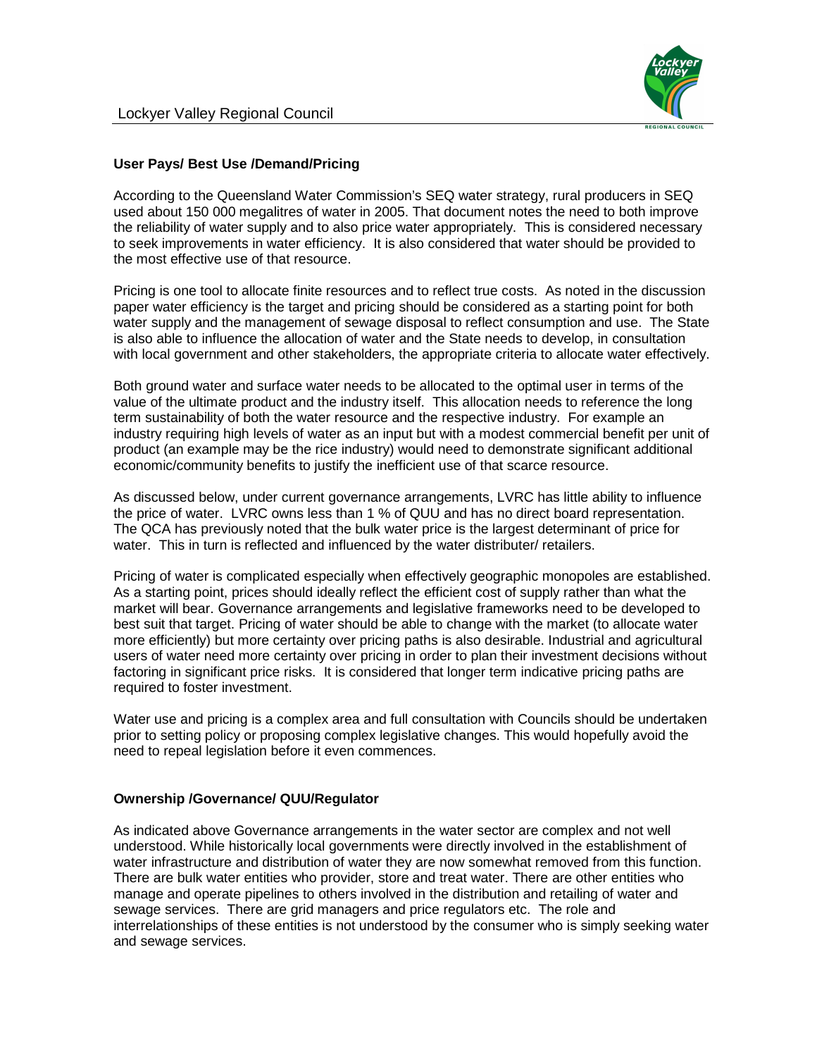**User Pays/ Best Use /Demand/Pricing**

According to the Queensland Water Commission's SEQ water strategy, rural producers in SEQ used about 150 000 megalitres of water in 2005. That document notes the need to both improve the reliability of water supply and to also price water appropriately. This is considered necessary to seek improvements in water efficiency. It is also considered that water should be provided to the most effective use of that resource.

Pricing is one tool to allocate finite resources and to reflect true costs. As noted in the discussion paper water efficiency is the target and pricing should be considered as a starting point for both water supply and the management of sewage disposal to reflect consumption and use. The State is also able to influence the allocation of water and the State needs to develop, in consultation with local government and other stakeholders, the appropriate criteria to allocate water effectively.

Both ground water and surface water needs to be allocated to the optimal user in terms of the value of the ultimate product and the industry itself. This allocation needs to reference the long term sustainability of both the water resource and the respective industry. For example an industry requiring high levels of water as an input but with a modest commercial benefit per unit of product (an example may be the rice industry) would need to demonstrate significant additional economic/community benefits to justify the inefficient use of that scarce resource.

As discussed below, under current governance arrangements, LVRC has little ability to influence the price of water. LVRC owns less than 1 % of QUU and has no direct board representation. The QCA has previously noted that the bulk water price is the largest determinant of price for water. This in turn is reflected and influenced by the water distributer/ retailers.

Pricing of water is complicated especially when effectively geographic monopoles are established. As a starting point, prices should ideally reflect the efficient cost of supply rather than what the market will bear. Governance arrangements and legislative frameworks need to be developed to best suit that target. Pricing of water should be able to change with the market (to allocate water more efficiently) but more certainty over pricing paths is also desirable. Industrial and agricultural users of water need more certainty over pricing in order to plan their investment decisions without factoring in significant price risks. It is considered that longer term indicative pricing paths are required to foster investment.

Water use and pricing is a complex area and full consultation with Councils should be undertaken prior to setting policy or proposing complex legislative changes. This would hopefully avoid the need to repeal legislation before it even commences.

**Ownership /Governance/ QUU/Regulator**

As indicated above Governance arrangements in the water sector are complex and not well understood. While historically local governments were directly involved in the establishment of water infrastructure and distribution of water they are now somewhat removed from this function. There are bulk water entities who provider, store and treat water. There are other entities who manage and operate pipelines to others involved in the distribution and retailing of water and sewage services. There are grid managers and price regulators etc. The role and interrelationships of these entities is not understood by the consumer who is simply seeking water and sewage services.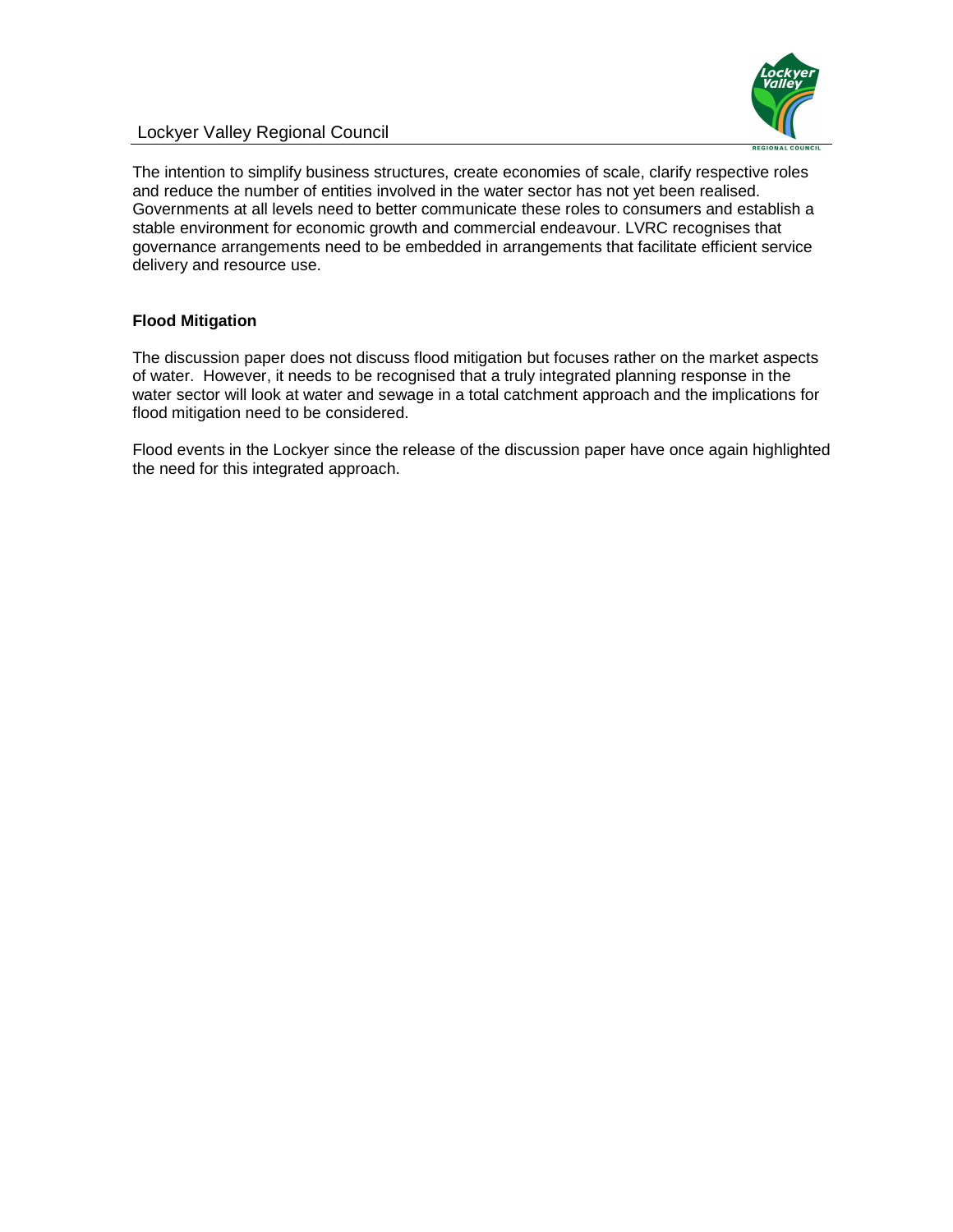The intention to simplify business structures, create economies of scale, clarify respective roles and reduce the number of entities involved in the water sector has not yet been realised. Governments at all levels need to better communicate these roles to consumers and establish a stable environment for economic growth and commercial endeavour. LVRC recognises that governance arrangements need to be embedded in arrangements that facilitate efficient service delivery and resource use.

**Flood Mitigation**

The discussion paper does not discuss flood mitigation but focuses rather on the market aspects of water. However, it needs to be recognised that a truly integrated planning response in the water sector will look at water and sewage in a total catchment approach and the implications for flood mitigation need to be considered.

Flood events in the Lockyer since the release of the discussion paper have once again highlighted the need for this integrated approach.